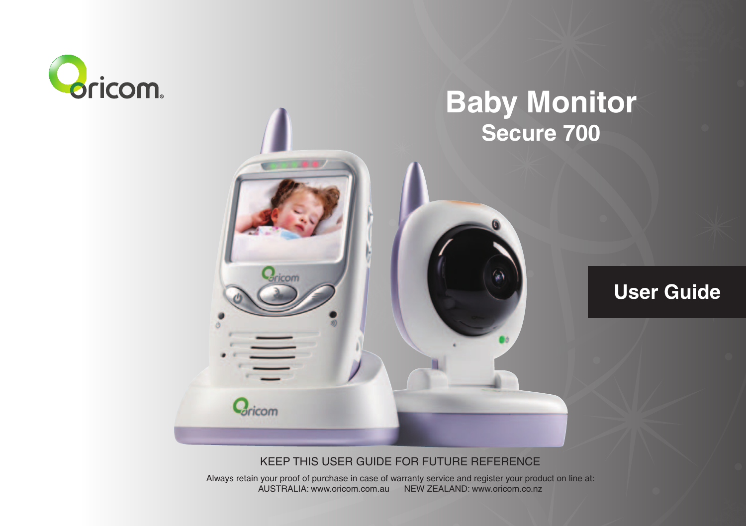oricom

# Baby Monitor

## Secure 700

## User Guide

KEEP THIS USER GUIDE FOR FUTURE REFERENCE

Always retain your proof of purchase in case of warranty service and register your product on line at:
AUSTRALIA: www.oricom.com.au NEW ZEALAND: www.oricom.co.nz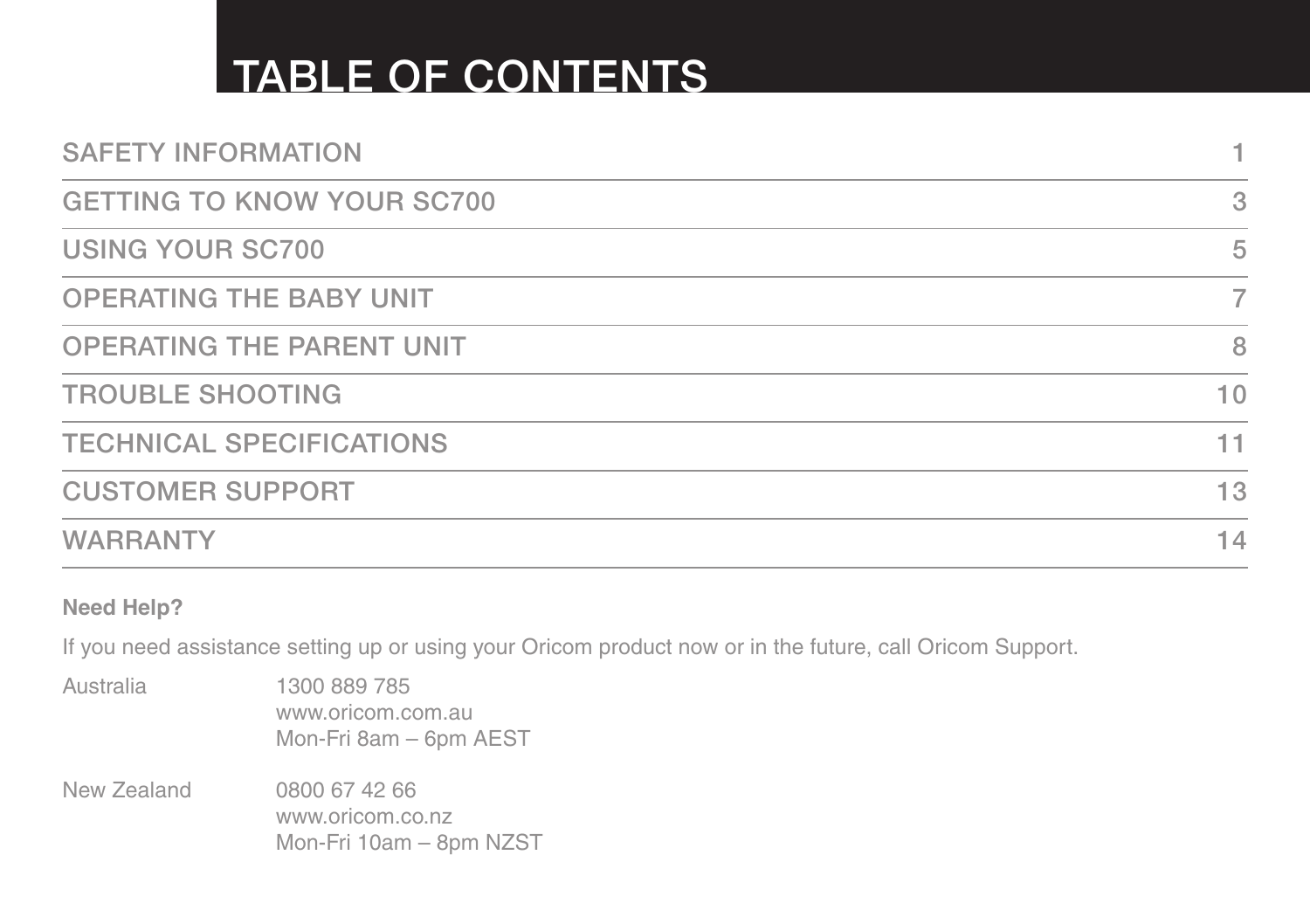# TABLE OF CONTENTS

| | |
|---|---|
| SAFETY INFORMATION | 1 |
| GETTING TO KNOW YOUR SC700 | 3 |
| USING YOUR SC700 | 5 |
| OPERATING THE BABY UNIT | 7 |
| OPERATING THE PARENT UNIT | 8 |
| TROUBLE SHOOTING | 10 |
| TECHNICAL SPECIFICATIONS | 11 |
| CUSTOMER SUPPORT | 13 |
| WARRANTY | 14 |

**Need Help?**

If you need assistance setting up or using your Oricom product now or in the future, call Oricom Support.

| | |
|---|---|
| Australia | 1300 889 785<br>www.oricom.com.au<br>Mon-Fri 8am – 6pm AEST |
| New Zealand | 0800 67 42 66<br>www.oricom.co.nz<br>Mon-Fri 10am – 8pm NZST |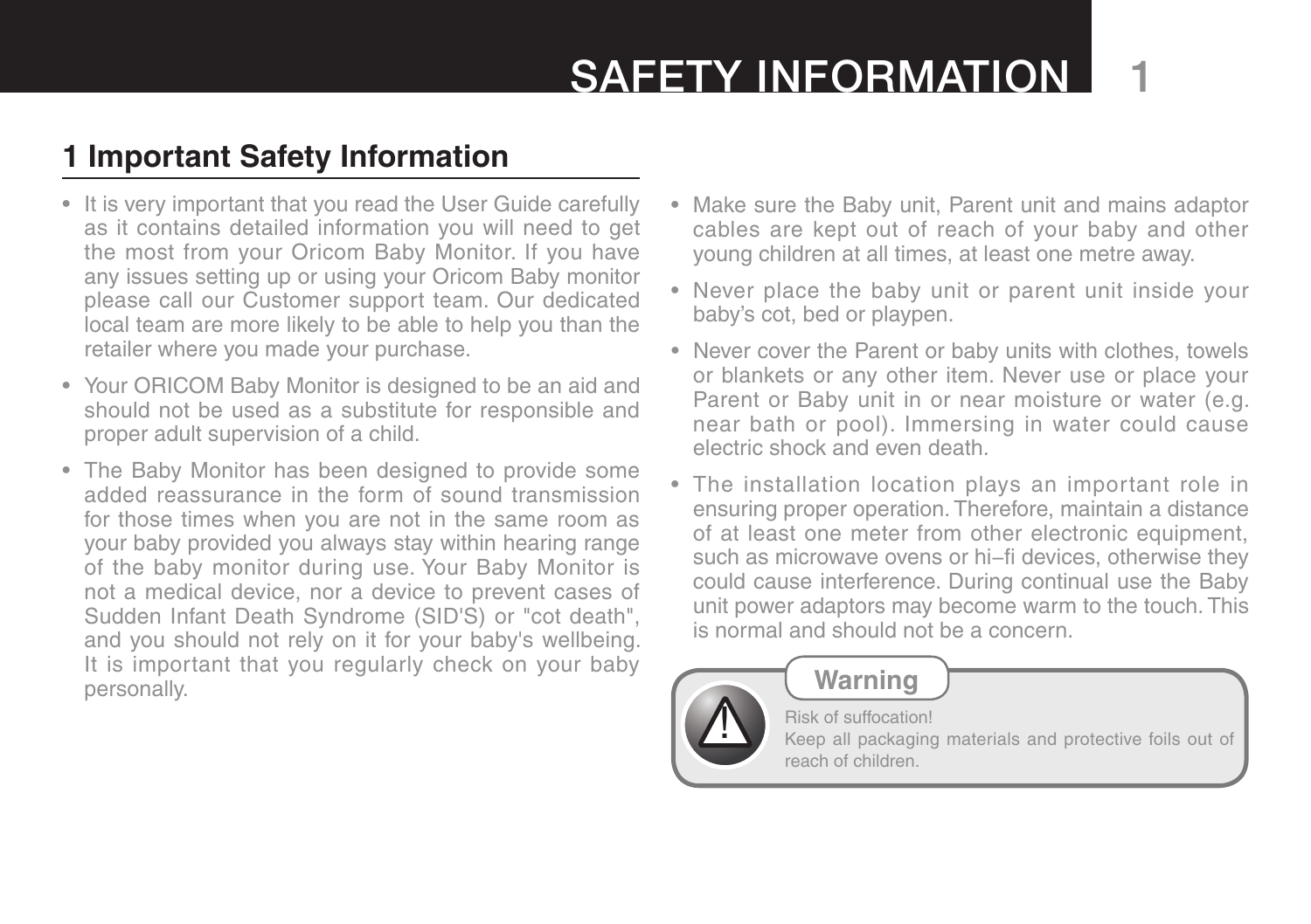# 1 Important Safety Information

- It is very important that you read the User Guide carefully as it contains detailed information you will need to get the most from your Oricom Baby Monitor. If you have any issues setting up or using your Oricom Baby monitor please call our Customer support team. Our dedicated local team are more likely to be able to help you than the retailer where you made your purchase.
- Your ORICOM Baby Monitor is designed to be an aid and should not be used as a substitute for responsible and proper adult supervision of a child.
- The Baby Monitor has been designed to provide some added reassurance in the form of sound transmission for those times when you are not in the same room as your baby provided you always stay within hearing range of the baby monitor during use. Your Baby Monitor is not a medical device, nor a device to prevent cases of Sudden Infant Death Syndrome (SID'S) or "cot death", and you should not rely on it for your baby's wellbeing. It is important that you regularly check on your baby personally.
- Make sure the Baby unit, Parent unit and mains adaptor cables are kept out of reach of your baby and other young children at all times, at least one metre away.
- Never place the baby unit or parent unit inside your baby's cot, bed or playpen.
- Never cover the Parent or baby units with clothes, towels or blankets or any other item. Never use or place your Parent or Baby unit in or near moisture or water (e.g. near bath or pool). Immersing in water could cause electric shock and even death.
- The installation location plays an important role in ensuring proper operation. Therefore, maintain a distance of at least one meter from other electronic equipment, such as microwave ovens or hi–fi devices, otherwise they could cause interference. During continual use the Baby unit power adaptors may become warm to the touch. This is normal and should not be a concern.

**Warning**

Risk of suffocation!
Keep all packaging materials and protective foils out of reach of children.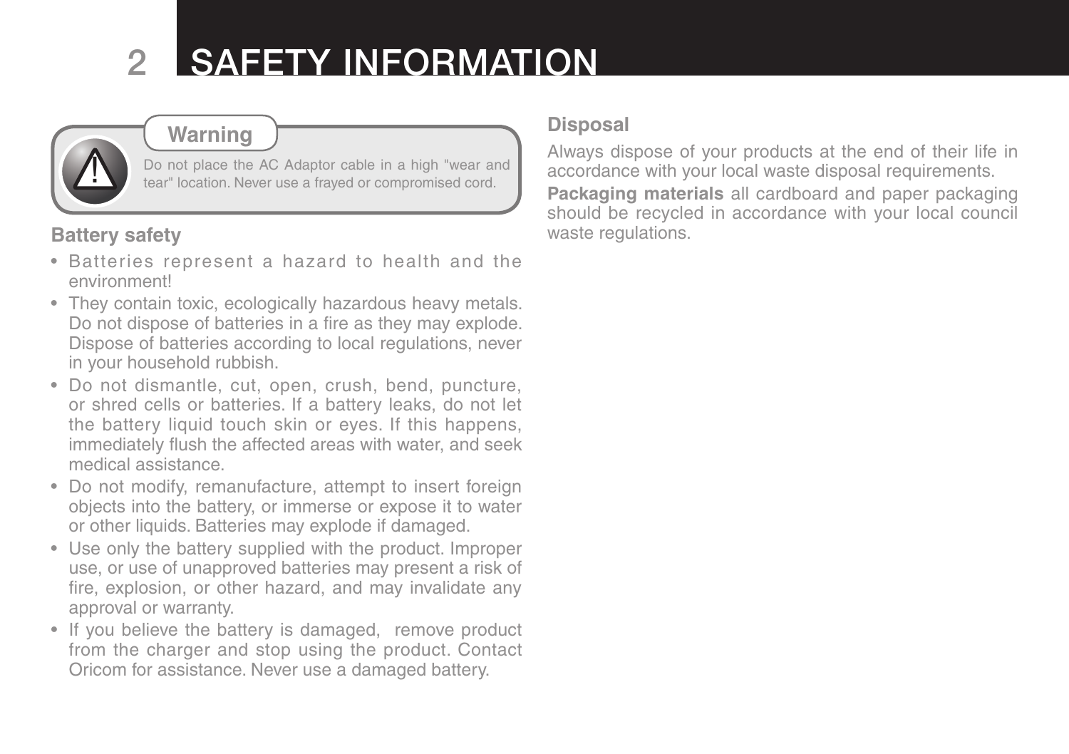# SAFETY INFORMATION

**Warning**

Do not place the AC Adaptor cable in a high "wear and tear" location. Never use a frayed or compromised cord.

### Battery safety

- Batteries represent a hazard to health and the environment!
- They contain toxic, ecologically hazardous heavy metals. Do not dispose of batteries in a fire as they may explode. Dispose of batteries according to local regulations, never in your household rubbish.
- Do not dismantle, cut, open, crush, bend, puncture, or shred cells or batteries. If a battery leaks, do not let the battery liquid touch skin or eyes. If this happens, immediately flush the affected areas with water, and seek medical assistance.
- Do not modify, remanufacture, attempt to insert foreign objects into the battery, or immerse or expose it to water or other liquids. Batteries may explode if damaged.
- Use only the battery supplied with the product. Improper use, or use of unapproved batteries may present a risk of fire, explosion, or other hazard, and may invalidate any approval or warranty.
- If you believe the battery is damaged, remove product from the charger and stop using the product. Contact Oricom for assistance. Never use a damaged battery.

### Disposal

Always dispose of your products at the end of their life in accordance with your local waste disposal requirements.

**Packaging materials** all cardboard and paper packaging should be recycled in accordance with your local council waste regulations.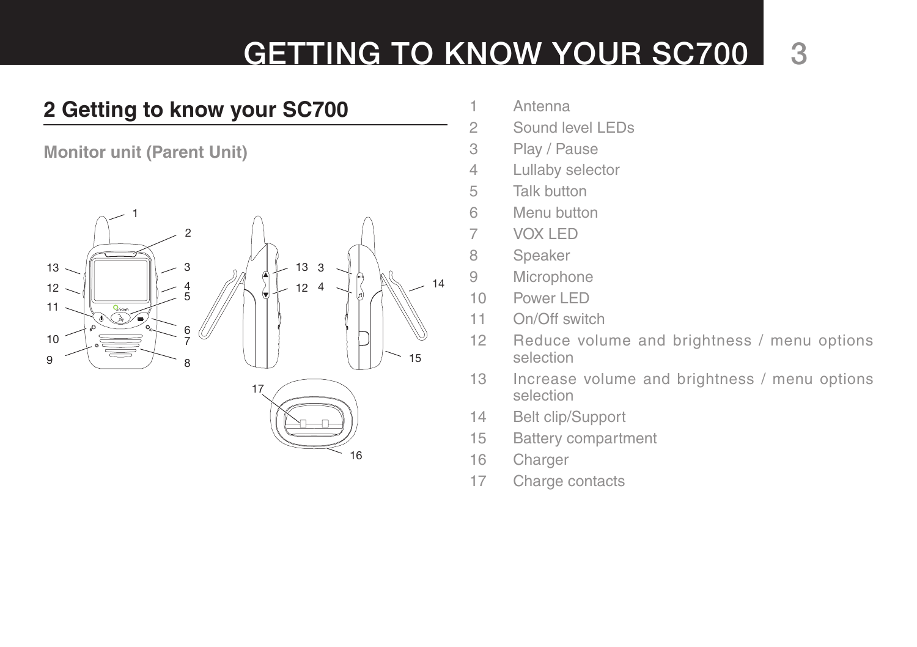## 2 Getting to know your SC700

### Monitor unit (Parent Unit)

1 Antenna
2 Sound level LEDs
3 Play / Pause
4 Lullaby selector
5 Talk button
6 Menu button
7 VOX LED
8 Speaker
9 Microphone
10 Power LED
11 On/Off switch
12 Reduce volume and brightness / menu options selection
13 Increase volume and brightness / menu options selection
14 Belt clip/Support
15 Battery compartment
16 Charger
17 Charge contacts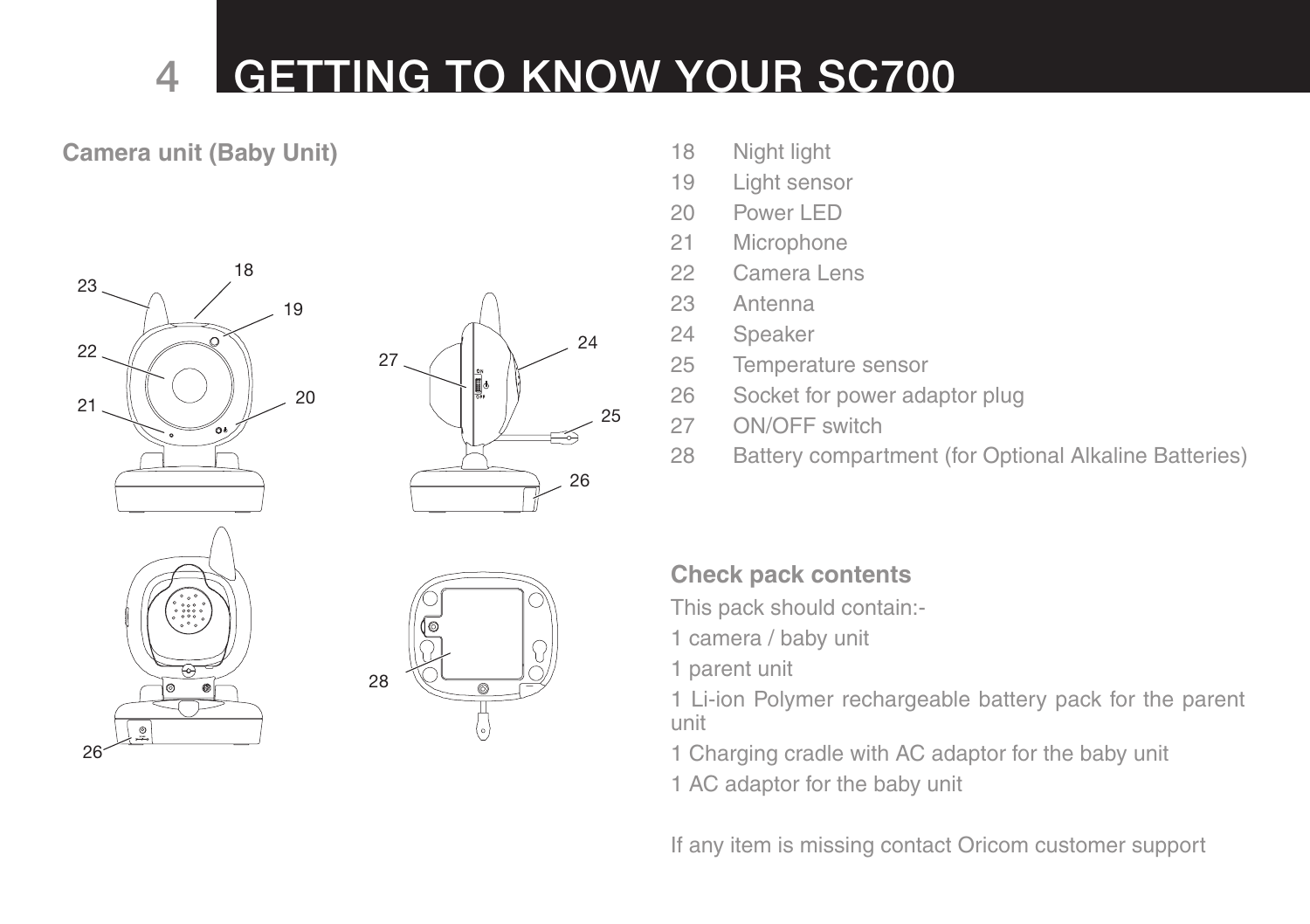# GETTING TO KNOW YOUR SC700

### Camera unit (Baby Unit)

18 Night light
19 Light sensor
20 Power LED
21 Microphone
22 Camera Lens
23 Antenna
24 Speaker
25 Temperature sensor
26 Socket for power adaptor plug
27 ON/OFF switch
28 Battery compartment (for Optional Alkaline Batteries)

### Check pack contents

This pack should contain:-

1 camera / baby unit

1 parent unit

1 Li-ion Polymer rechargeable battery pack for the parent unit

1 Charging cradle with AC adaptor for the baby unit

1 AC adaptor for the baby unit

If any item is missing contact Oricom customer support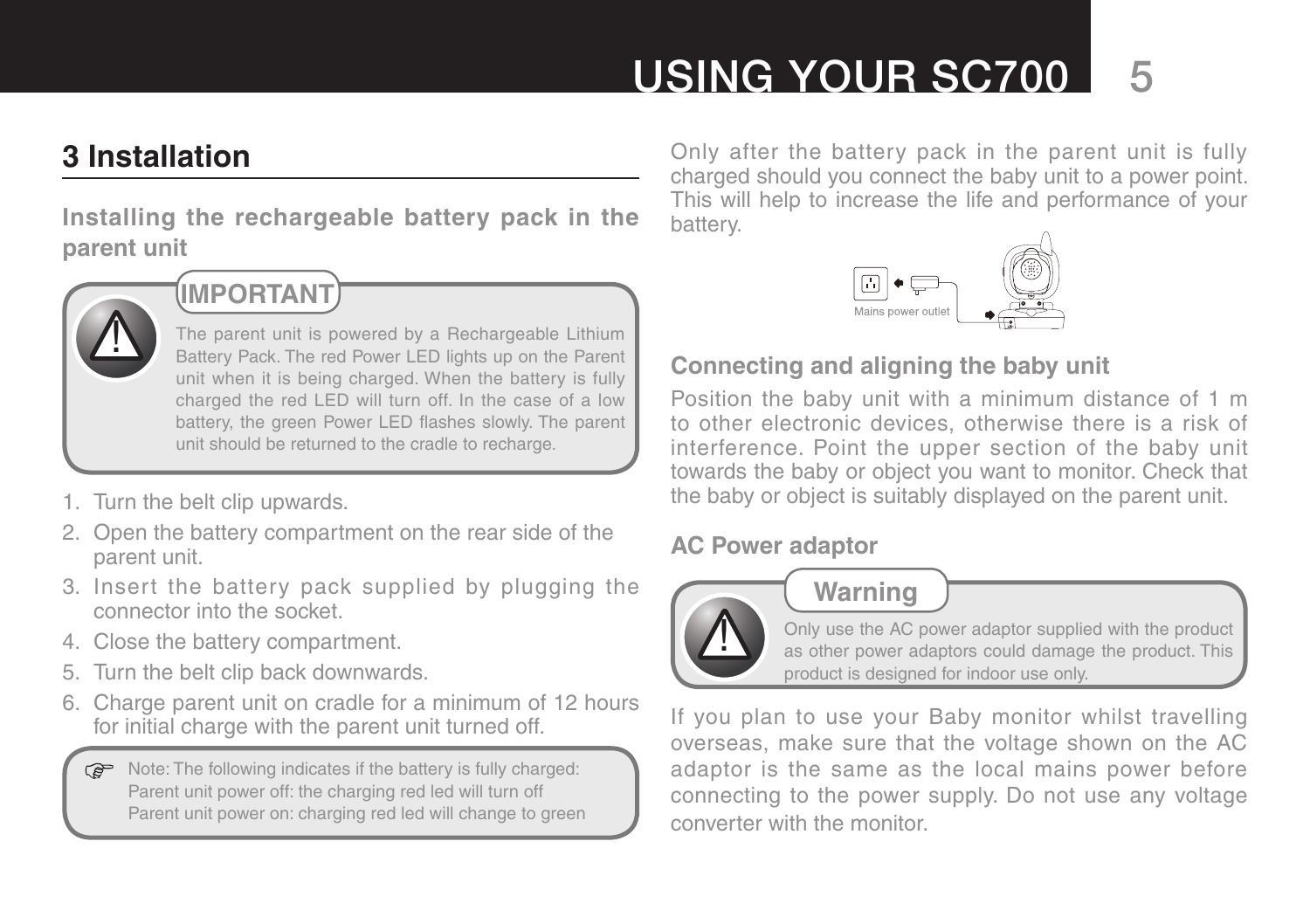## 3 Installation

### Installing the rechargeable battery pack in the parent unit

**IMPORTANT**

The parent unit is powered by a Rechargeable Lithium Battery Pack. The red Power LED lights up on the Parent unit when it is being charged. When the battery is fully charged the red LED will turn off. In the case of a low battery, the green Power LED flashes slowly. The parent unit should be returned to the cradle to recharge.

1. Turn the belt clip upwards.
2. Open the battery compartment on the rear side of the parent unit.
3. Insert the battery pack supplied by plugging the connector into the socket.
4. Close the battery compartment.
5. Turn the belt clip back downwards.
6. Charge parent unit on cradle for a minimum of 12 hours for initial charge with the parent unit turned off.

Note: The following indicates if the battery is fully charged:
Parent unit power off: the charging red led will turn off
Parent unit power on: charging red led will change to green

Only after the battery pack in the parent unit is fully charged should you connect the baby unit to a power point. This will help to increase the life and performance of your battery.

Mains power outlet

### Connecting and aligning the baby unit

Position the baby unit with a minimum distance of 1 m to other electronic devices, otherwise there is a risk of interference. Point the upper section of the baby unit towards the baby or object you want to monitor. Check that the baby or object is suitably displayed on the parent unit.

### AC Power adaptor

**Warning**

Only use the AC power adaptor supplied with the product as other power adaptors could damage the product. This product is designed for indoor use only.

If you plan to use your Baby monitor whilst travelling overseas, make sure that the voltage shown on the AC adaptor is the same as the local mains power before connecting to the power supply. Do not use any voltage converter with the monitor.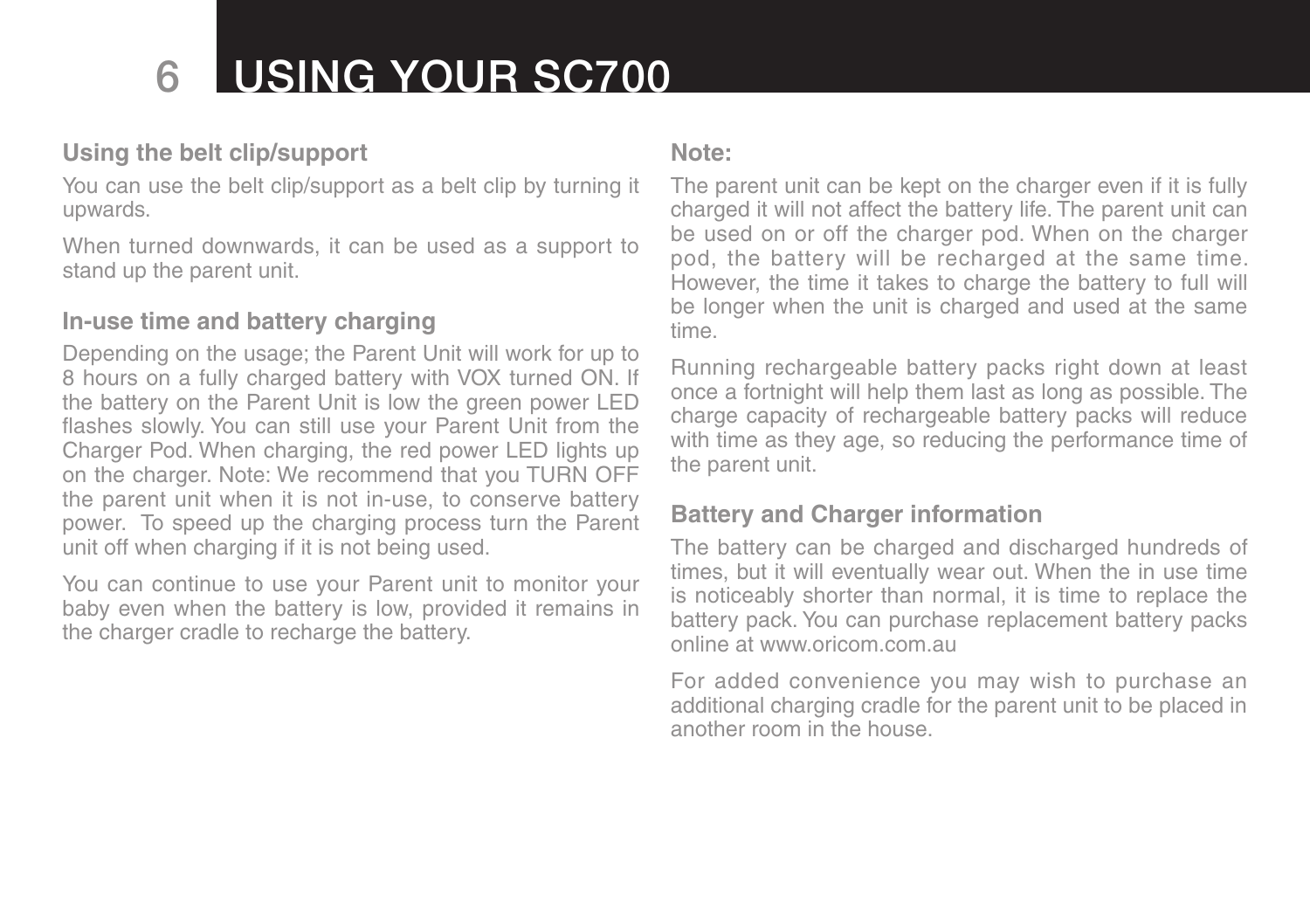# USING YOUR SC700

### Using the belt clip/support

You can use the belt clip/support as a belt clip by turning it upwards.

When turned downwards, it can be used as a support to stand up the parent unit.

### In-use time and battery charging

Depending on the usage; the Parent Unit will work for up to 8 hours on a fully charged battery with VOX turned ON. If the battery on the Parent Unit is low the green power LED flashes slowly. You can still use your Parent Unit from the Charger Pod. When charging, the red power LED lights up on the charger. Note: We recommend that you TURN OFF the parent unit when it is not in-use, to conserve battery power. To speed up the charging process turn the Parent unit off when charging if it is not being used.

You can continue to use your Parent unit to monitor your baby even when the battery is low, provided it remains in the charger cradle to recharge the battery.

### Note:

The parent unit can be kept on the charger even if it is fully charged it will not affect the battery life. The parent unit can be used on or off the charger pod. When on the charger pod, the battery will be recharged at the same time. However, the time it takes to charge the battery to full will be longer when the unit is charged and used at the same time.

Running rechargeable battery packs right down at least once a fortnight will help them last as long as possible. The charge capacity of rechargeable battery packs will reduce with time as they age, so reducing the performance time of the parent unit.

### Battery and Charger information

The battery can be charged and discharged hundreds of times, but it will eventually wear out. When the in use time is noticeably shorter than normal, it is time to replace the battery pack. You can purchase replacement battery packs online at www.oricom.com.au

For added convenience you may wish to purchase an additional charging cradle for the parent unit to be placed in another room in the house.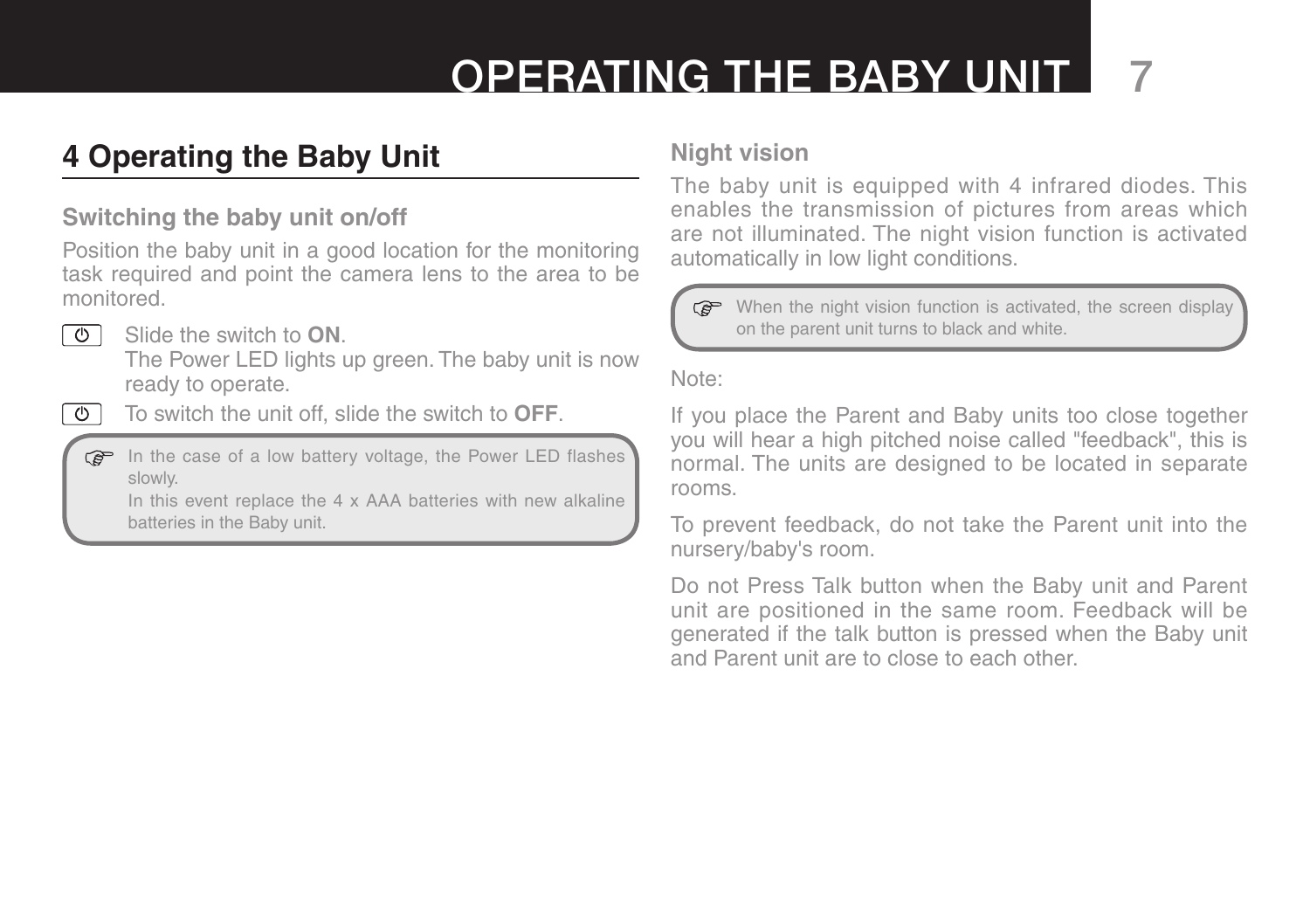# 4 Operating the Baby Unit

## Switching the baby unit on/off

Position the baby unit in a good location for the monitoring task required and point the camera lens to the area to be monitored.

- Slide the switch to **ON**.  
  The Power LED lights up green. The baby unit is now ready to operate.
- To switch the unit off, slide the switch to **OFF**.

> In the case of a low battery voltage, the Power LED flashes slowly.  
> In this event replace the 4 x AAA batteries with new alkaline batteries in the Baby unit.

## Night vision

The baby unit is equipped with 4 infrared diodes. This enables the transmission of pictures from areas which are not illuminated. The night vision function is activated automatically in low light conditions.

> When the night vision function is activated, the screen display on the parent unit turns to black and white.

Note:

If you place the Parent and Baby units too close together you will hear a high pitched noise called "feedback", this is normal. The units are designed to be located in separate rooms.

To prevent feedback, do not take the Parent unit into the nursery/baby's room.

Do not Press Talk button when the Baby unit and Parent unit are positioned in the same room. Feedback will be generated if the talk button is pressed when the Baby unit and Parent unit are to close to each other.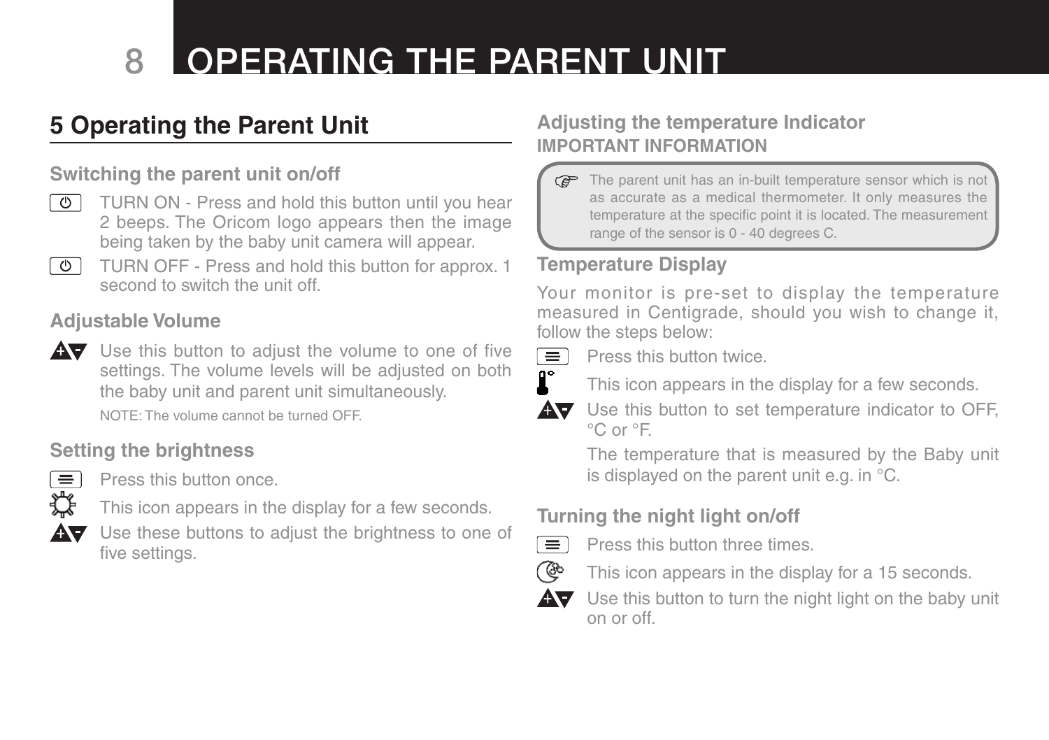# 5 Operating the Parent Unit

### Switching the parent unit on/off

TURN ON - Press and hold this button until you hear 2 beeps. The Oricom logo appears then the image being taken by the baby unit camera will appear.

TURN OFF - Press and hold this button for approx. 1 second to switch the unit off.

### Adjustable Volume

Use this button to adjust the volume to one of five settings. The volume levels will be adjusted on both the baby unit and parent unit simultaneously.

NOTE: The volume cannot be turned OFF.

### Setting the brightness

Press this button once.

This icon appears in the display for a few seconds.

Use these buttons to adjust the brightness to one of five settings.

### Adjusting the temperature Indicator

**IMPORTANT INFORMATION**

> The parent unit has an in-built temperature sensor which is not as accurate as a medical thermometer. It only measures the temperature at the specific point it is located. The measurement range of the sensor is 0 - 40 degrees C.

### Temperature Display

Your monitor is pre-set to display the temperature measured in Centigrade, should you wish to change it, follow the steps below:

Press this button twice.

This icon appears in the display for a few seconds.

Use this button to set temperature indicator to OFF, °C or °F.

The temperature that is measured by the Baby unit is displayed on the parent unit e.g. in °C.

### Turning the night light on/off

Press this button three times.

This icon appears in the display for a 15 seconds.

Use this button to turn the night light on the baby unit on or off.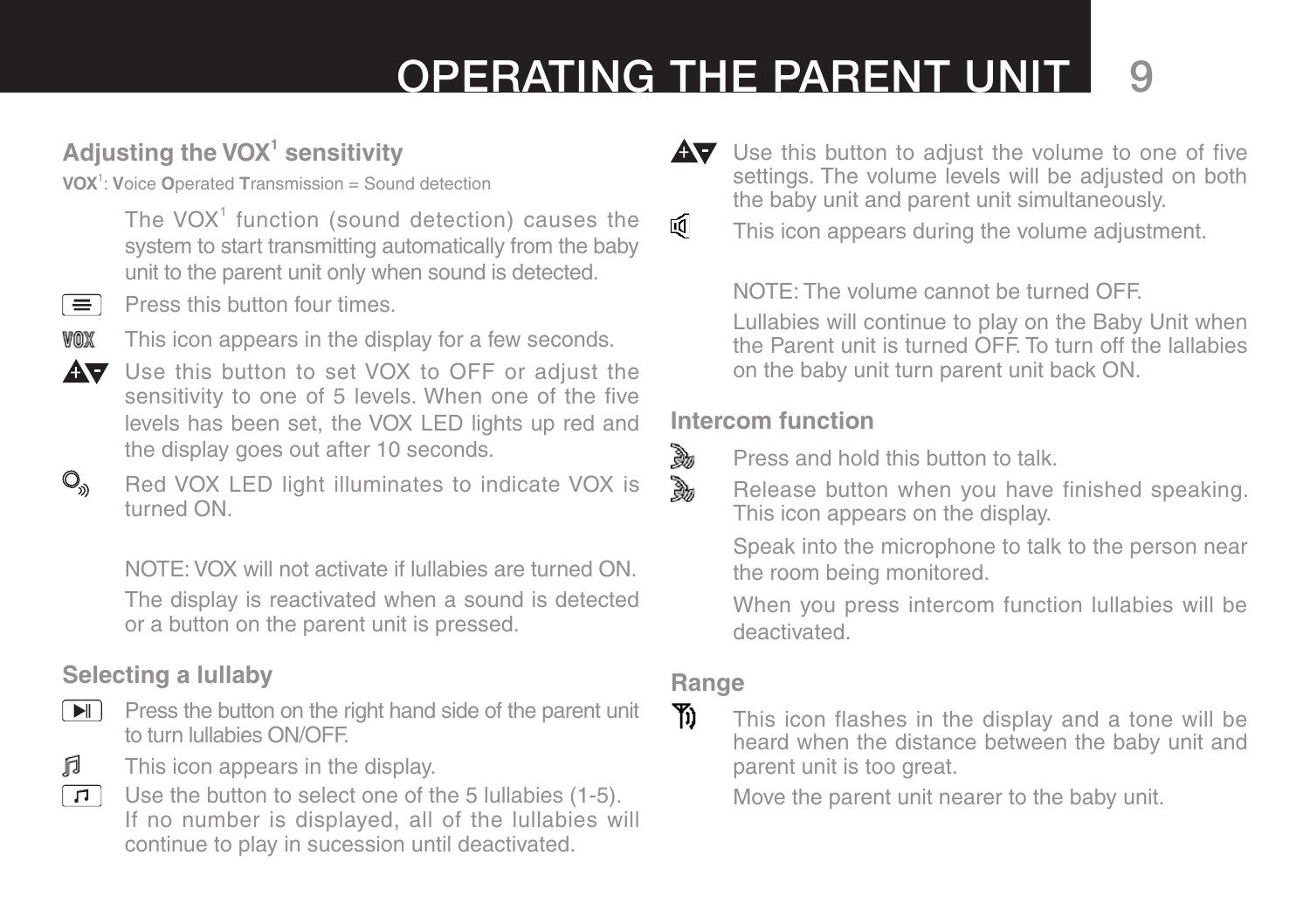# OPERATING THE PARENT UNIT

## Adjusting the VOX[1] sensitivity

**VOX**[1]: **V**oice **O**perated **T**ransmission = Sound detection

The VOX[1] function (sound detection) causes the system to start transmitting automatically from the baby unit to the parent unit only when sound is detected.

Press this button four times.

This icon appears in the display for a few seconds.

Use this button to set VOX to OFF or adjust the sensitivity to one of 5 levels. When one of the five levels has been set, the VOX LED lights up red and the display goes out after 10 seconds.

Red VOX LED light illuminates to indicate VOX is turned ON.

NOTE: VOX will not activate if lullabies are turned ON.

The display is reactivated when a sound is detected or a button on the parent unit is pressed.

## Selecting a lullaby

Press the button on the right hand side of the parent unit to turn lullabies ON/OFF.

This icon appears in the display.

Use the button to select one of the 5 lullabies (1-5). If no number is displayed, all of the lullabies will continue to play in sucession until deactivated.

Use this button to adjust the volume to one of five settings. The volume levels will be adjusted on both the baby unit and parent unit simultaneously.

This icon appears during the volume adjustment.

NOTE: The volume cannot be turned OFF.

Lullabies will continue to play on the Baby Unit when the Parent unit is turned OFF. To turn off the lallabies on the baby unit turn parent unit back ON.

## Intercom function

Press and hold this button to talk.

Release button when you have finished speaking. This icon appears on the display.

Speak into the microphone to talk to the person near the room being monitored.

When you press intercom function lullabies will be deactivated.

## Range

This icon flashes in the display and a tone will be heard when the distance between the baby unit and parent unit is too great.

Move the parent unit nearer to the baby unit.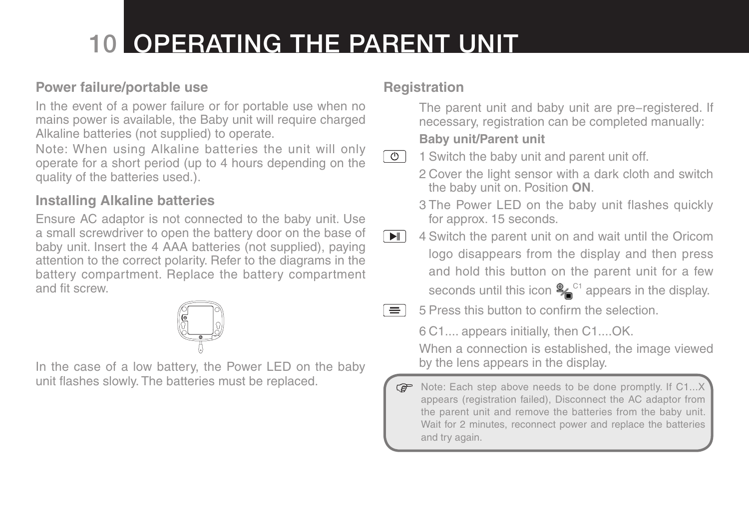# 10 OPERATING THE PARENT UNIT

### Power failure/portable use

In the event of a power failure or for portable use when no mains power is available, the Baby unit will require charged Alkaline batteries (not supplied) to operate.

Note: When using Alkaline batteries the unit will only operate for a short period (up to 4 hours depending on the quality of the batteries used.).

### Installing Alkaline batteries

Ensure AC adaptor is not connected to the baby unit. Use a small screwdriver to open the battery door on the base of baby unit. Insert the 4 AAA batteries (not supplied), paying attention to the correct polarity. Refer to the diagrams in the battery compartment. Replace the battery compartment and fit screw.

In the case of a low battery, the Power LED on the baby unit flashes slowly. The batteries must be replaced.

### Registration

The parent unit and baby unit are pre–registered. If necessary, registration can be completed manually:

**Baby unit/Parent unit**

1 Switch the baby unit and parent unit off.

2 Cover the light sensor with a dark cloth and switch the baby unit on. Position **ON**.

3 The Power LED on the baby unit flashes quickly for approx. 15 seconds.

4 Switch the parent unit on and wait until the Oricom logo disappears from the display and then press and hold this button on the parent unit for a few seconds until this icon C1 appears in the display.

5 Press this button to confirm the selection.

6 C1.... appears initially, then C1....OK.

When a connection is established, the image viewed by the lens appears in the display.

> Note: Each step above needs to be done promptly. If C1...X appears (registration failed), Disconnect the AC adaptor from the parent unit and remove the batteries from the baby unit. Wait for 2 minutes, reconnect power and replace the batteries and try again.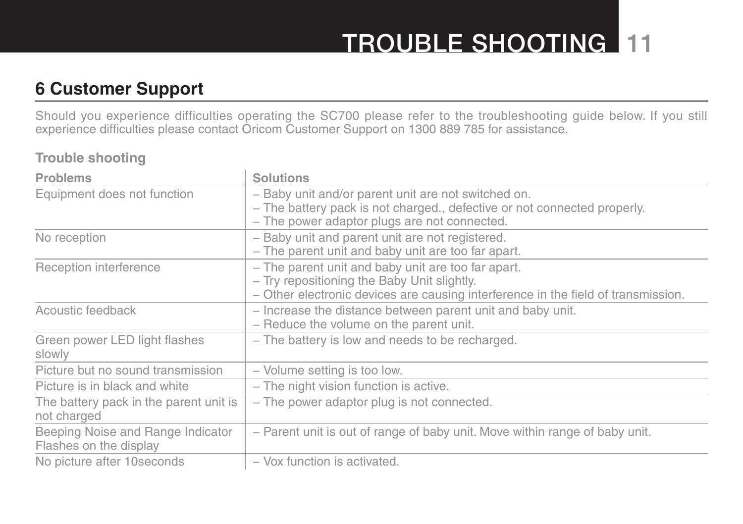## 6 Customer Support

Should you experience difficulties operating the SC700 please refer to the troubleshooting guide below. If you still experience difficulties please contact Oricom Customer Support on 1300 889 785 for assistance.

### Trouble shooting

| Problems | Solutions |
|---|---|
| Equipment does not function | – Baby unit and/or parent unit are not switched on.<br>– The battery pack is not charged., defective or not connected properly.<br>– The power adaptor plugs are not connected. |
| No reception | – Baby unit and parent unit are not registered.<br>– The parent unit and baby unit are too far apart. |
| Reception interference | – The parent unit and baby unit are too far apart.<br>– Try repositioning the Baby Unit slightly.<br>– Other electronic devices are causing interference in the field of transmission. |
| Acoustic feedback | – Increase the distance between parent unit and baby unit.<br>– Reduce the volume on the parent unit. |
| Green power LED light flashes slowly | – The battery is low and needs to be recharged. |
| Picture but no sound transmission | – Volume setting is too low. |
| Picture is in black and white | – The night vision function is active. |
| The battery pack in the parent unit is not charged | – The power adaptor plug is not connected. |
| Beeping Noise and Range Indicator Flashes on the display | – Parent unit is out of range of baby unit. Move within range of baby unit. |
| No picture after 10seconds | – Vox function is activated. |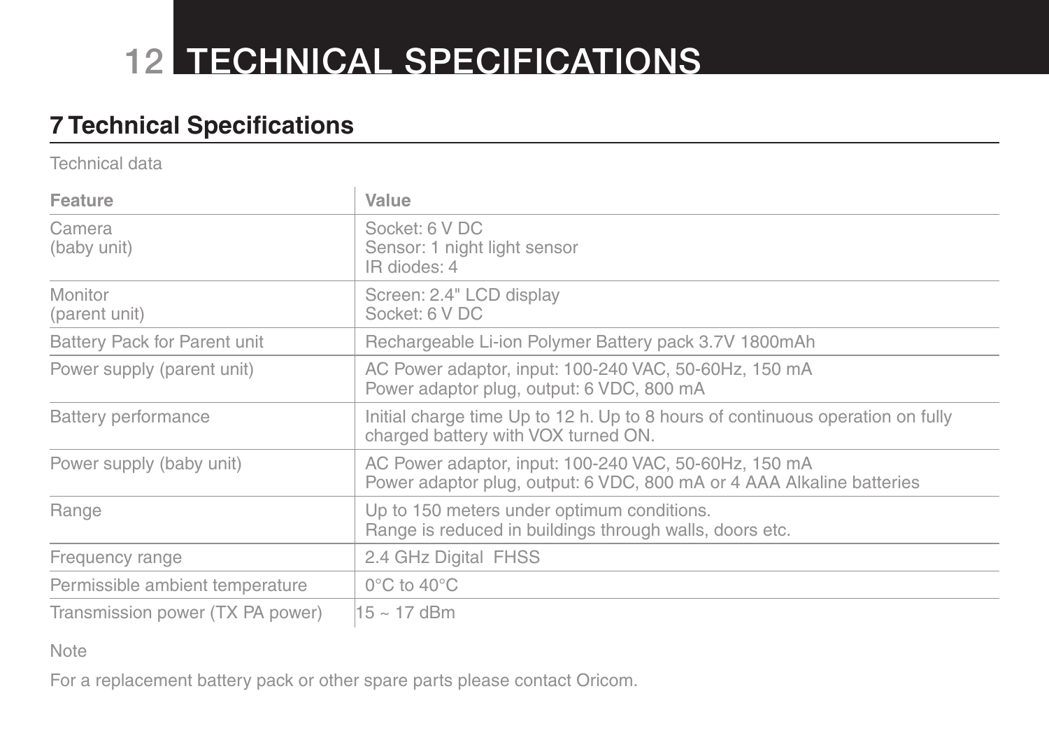# 12 TECHNICAL SPECIFICATIONS

## 7 Technical Specifications

Technical data

| Feature | Value |
| --- | --- |
| Camera (baby unit) | Socket: 6 V DC<br>Sensor: 1 night light sensor<br>IR diodes: 4 |
| Monitor (parent unit) | Screen: 2.4" LCD display<br>Socket: 6 V DC |
| Battery Pack for Parent unit | Rechargeable Li-ion Polymer Battery pack 3.7V 1800mAh |
| Power supply (parent unit) | AC Power adaptor, input: 100-240 VAC, 50-60Hz, 150 mA<br>Power adaptor plug, output: 6 VDC, 800 mA |
| Battery performance | Initial charge time Up to 12 h. Up to 8 hours of continuous operation on fully charged battery with VOX turned ON. |
| Power supply (baby unit) | AC Power adaptor, input: 100-240 VAC, 50-60Hz, 150 mA<br>Power adaptor plug, output: 6 VDC, 800 mA or 4 AAA Alkaline batteries |
| Range | Up to 150 meters under optimum conditions.<br>Range is reduced in buildings through walls, doors etc. |
| Frequency range | 2.4 GHz Digital FHSS |
| Permissible ambient temperature | 0°C to 40°C |
| Transmission power (TX PA power) | 15 ~ 17 dBm |

Note

For a replacement battery pack or other spare parts please contact Oricom.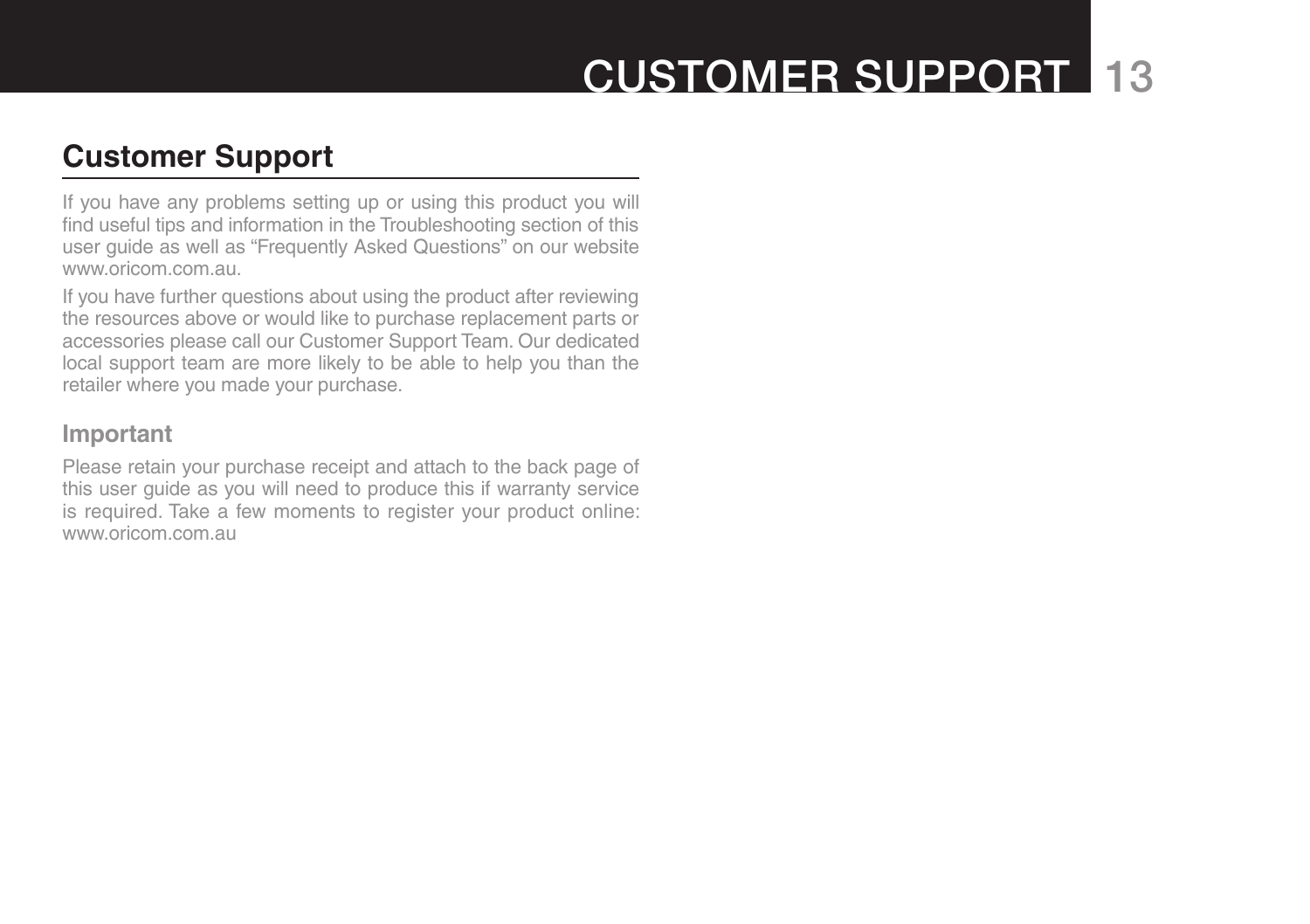## Customer Support

If you have any problems setting up or using this product you will find useful tips and information in the Troubleshooting section of this user guide as well as "Frequently Asked Questions" on our website www.oricom.com.au.

If you have further questions about using the product after reviewing the resources above or would like to purchase replacement parts or accessories please call our Customer Support Team. Our dedicated local support team are more likely to be able to help you than the retailer where you made your purchase.

### Important

Please retain your purchase receipt and attach to the back page of this user guide as you will need to produce this if warranty service is required. Take a few moments to register your product online: www.oricom.com.au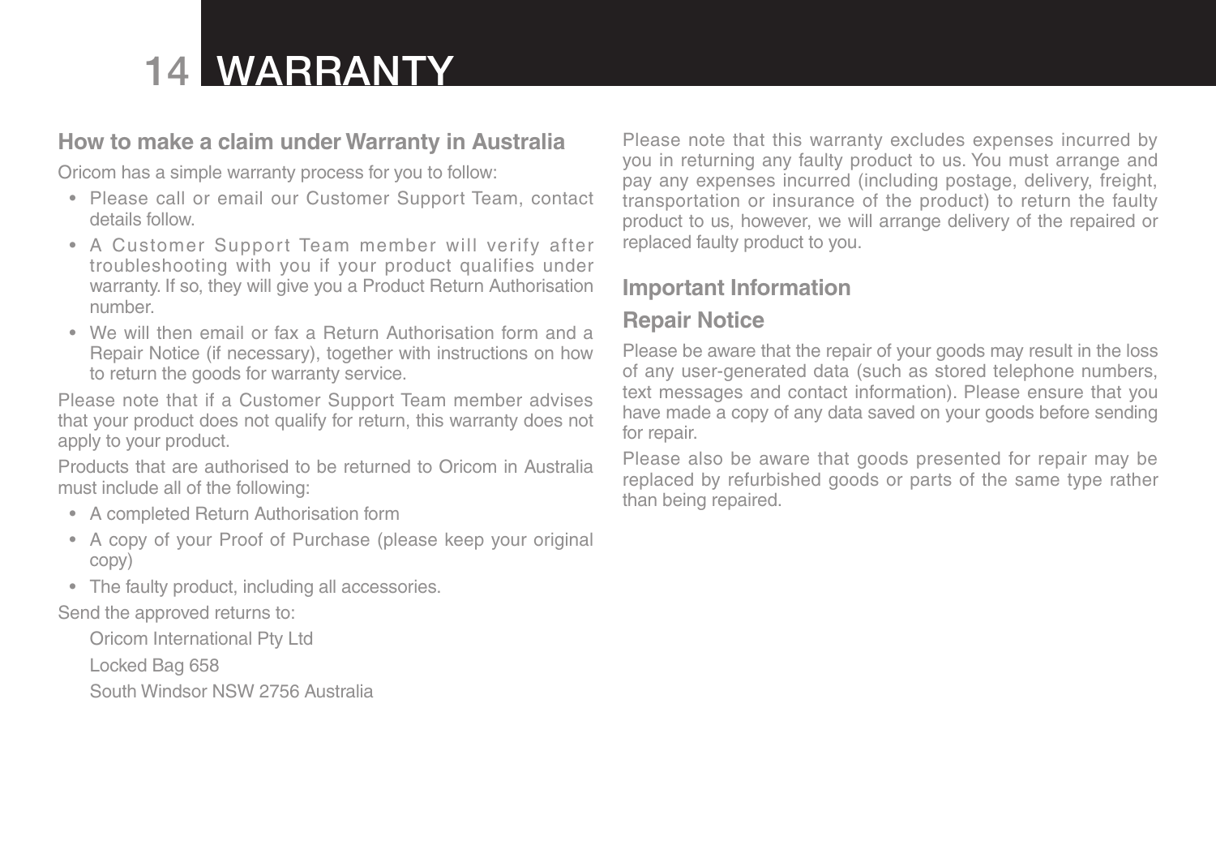# WARRANTY

## How to make a claim under Warranty in Australia

Oricom has a simple warranty process for you to follow:

- Please call or email our Customer Support Team, contact details follow.
- A Customer Support Team member will verify after troubleshooting with you if your product qualifies under warranty. If so, they will give you a Product Return Authorisation number.
- We will then email or fax a Return Authorisation form and a Repair Notice (if necessary), together with instructions on how to return the goods for warranty service.

Please note that if a Customer Support Team member advises that your product does not qualify for return, this warranty does not apply to your product.

Products that are authorised to be returned to Oricom in Australia must include all of the following:

- A completed Return Authorisation form
- A copy of your Proof of Purchase (please keep your original copy)
- The faulty product, including all accessories.

Send the approved returns to:

Oricom International Pty Ltd

Locked Bag 658

South Windsor NSW 2756 Australia

Please note that this warranty excludes expenses incurred by you in returning any faulty product to us. You must arrange and pay any expenses incurred (including postage, delivery, freight, transportation or insurance of the product) to return the faulty product to us, however, we will arrange delivery of the repaired or replaced faulty product to you.

## Important Information

### Repair Notice

Please be aware that the repair of your goods may result in the loss of any user-generated data (such as stored telephone numbers, text messages and contact information). Please ensure that you have made a copy of any data saved on your goods before sending for repair.

Please also be aware that goods presented for repair may be replaced by refurbished goods or parts of the same type rather than being repaired.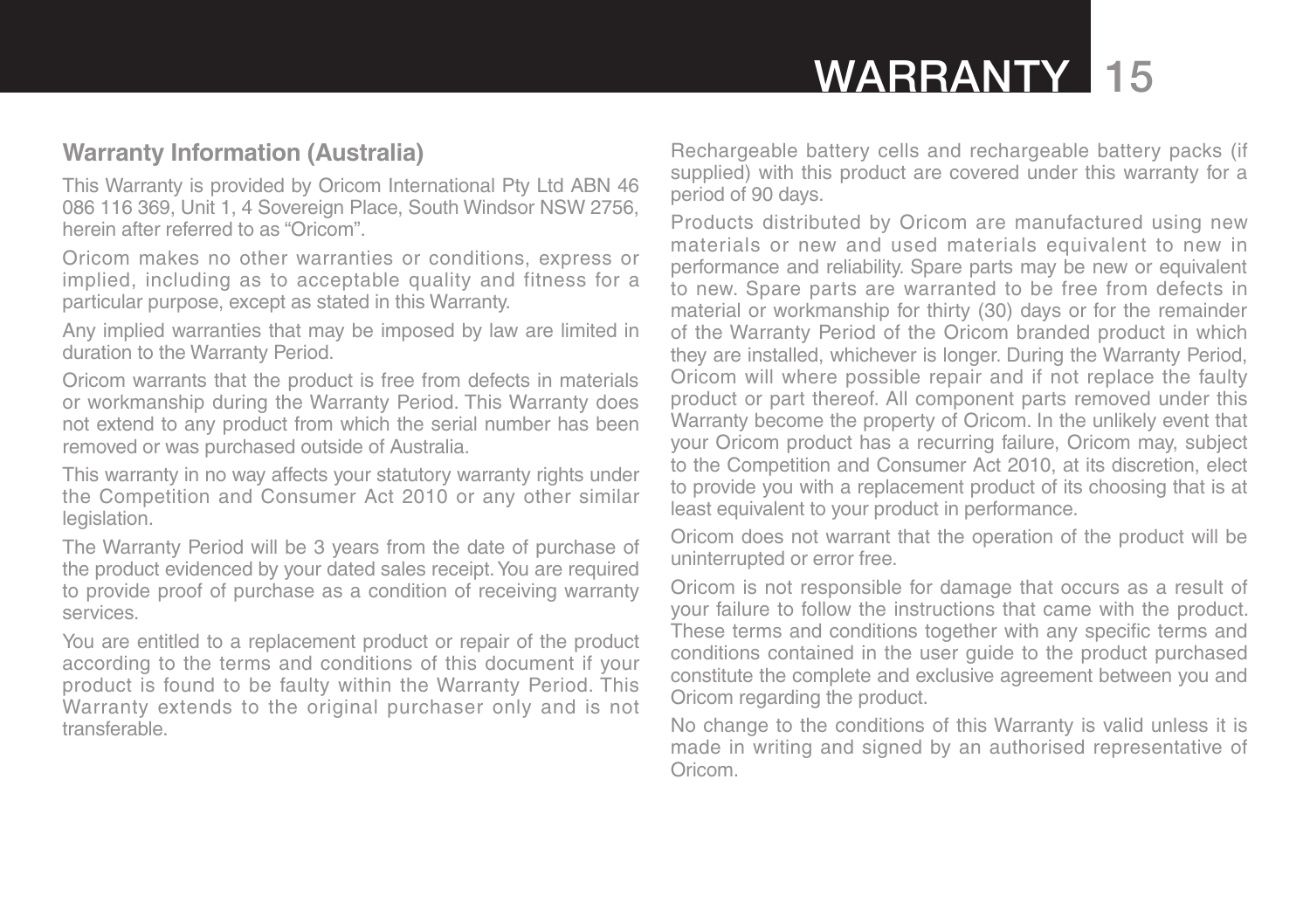## Warranty Information (Australia)

This Warranty is provided by Oricom International Pty Ltd ABN 46 086 116 369, Unit 1, 4 Sovereign Place, South Windsor NSW 2756, herein after referred to as “Oricom”.

Oricom makes no other warranties or conditions, express or implied, including as to acceptable quality and fitness for a particular purpose, except as stated in this Warranty.

Any implied warranties that may be imposed by law are limited in duration to the Warranty Period.

Oricom warrants that the product is free from defects in materials or workmanship during the Warranty Period. This Warranty does not extend to any product from which the serial number has been removed or was purchased outside of Australia.

This warranty in no way affects your statutory warranty rights under the Competition and Consumer Act 2010 or any other similar legislation.

The Warranty Period will be 3 years from the date of purchase of the product evidenced by your dated sales receipt. You are required to provide proof of purchase as a condition of receiving warranty services.

You are entitled to a replacement product or repair of the product according to the terms and conditions of this document if your product is found to be faulty within the Warranty Period. This Warranty extends to the original purchaser only and is not transferable.

Rechargeable battery cells and rechargeable battery packs (if supplied) with this product are covered under this warranty for a period of 90 days.

Products distributed by Oricom are manufactured using new materials or new and used materials equivalent to new in performance and reliability. Spare parts may be new or equivalent to new. Spare parts are warranted to be free from defects in material or workmanship for thirty (30) days or for the remainder of the Warranty Period of the Oricom branded product in which they are installed, whichever is longer. During the Warranty Period, Oricom will where possible repair and if not replace the faulty product or part thereof. All component parts removed under this Warranty become the property of Oricom. In the unlikely event that your Oricom product has a recurring failure, Oricom may, subject to the Competition and Consumer Act 2010, at its discretion, elect to provide you with a replacement product of its choosing that is at least equivalent to your product in performance.

Oricom does not warrant that the operation of the product will be uninterrupted or error free.

Oricom is not responsible for damage that occurs as a result of your failure to follow the instructions that came with the product. These terms and conditions together with any specific terms and conditions contained in the user guide to the product purchased constitute the complete and exclusive agreement between you and Oricom regarding the product.

No change to the conditions of this Warranty is valid unless it is made in writing and signed by an authorised representative of Oricom.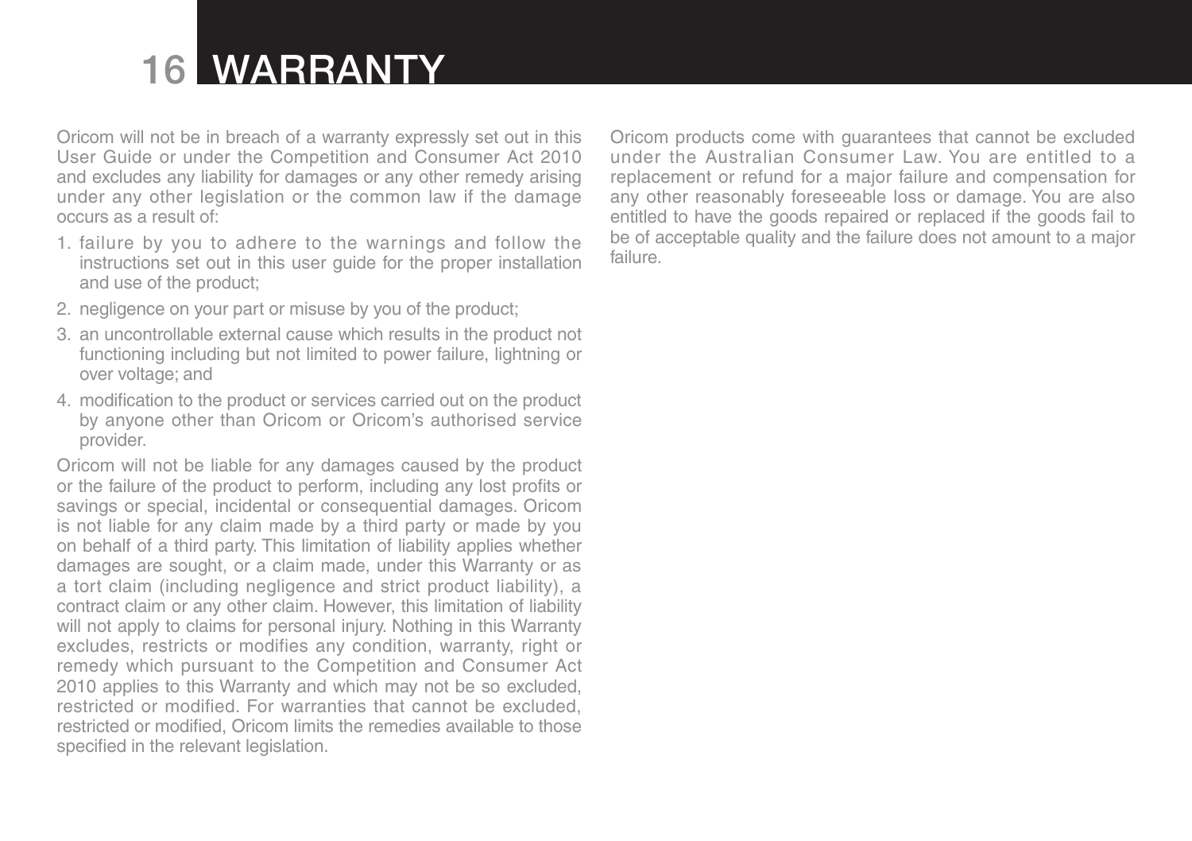# 16 WARRANTY

Oricom will not be in breach of a warranty expressly set out in this User Guide or under the Competition and Consumer Act 2010 and excludes any liability for damages or any other remedy arising under any other legislation or the common law if the damage occurs as a result of:

1. failure by you to adhere to the warnings and follow the instructions set out in this user guide for the proper installation and use of the product;
2. negligence on your part or misuse by you of the product;
3. an uncontrollable external cause which results in the product not functioning including but not limited to power failure, lightning or over voltage; and
4. modification to the product or services carried out on the product by anyone other than Oricom or Oricom's authorised service provider.

Oricom will not be liable for any damages caused by the product or the failure of the product to perform, including any lost profits or savings or special, incidental or consequential damages. Oricom is not liable for any claim made by a third party or made by you on behalf of a third party. This limitation of liability applies whether damages are sought, or a claim made, under this Warranty or as a tort claim (including negligence and strict product liability), a contract claim or any other claim. However, this limitation of liability will not apply to claims for personal injury. Nothing in this Warranty excludes, restricts or modifies any condition, warranty, right or remedy which pursuant to the Competition and Consumer Act 2010 applies to this Warranty and which may not be so excluded, restricted or modified. For warranties that cannot be excluded, restricted or modified, Oricom limits the remedies available to those specified in the relevant legislation.

Oricom products come with guarantees that cannot be excluded under the Australian Consumer Law. You are entitled to a replacement or refund for a major failure and compensation for any other reasonably foreseeable loss or damage. You are also entitled to have the goods repaired or replaced if the goods fail to be of acceptable quality and the failure does not amount to a major failure.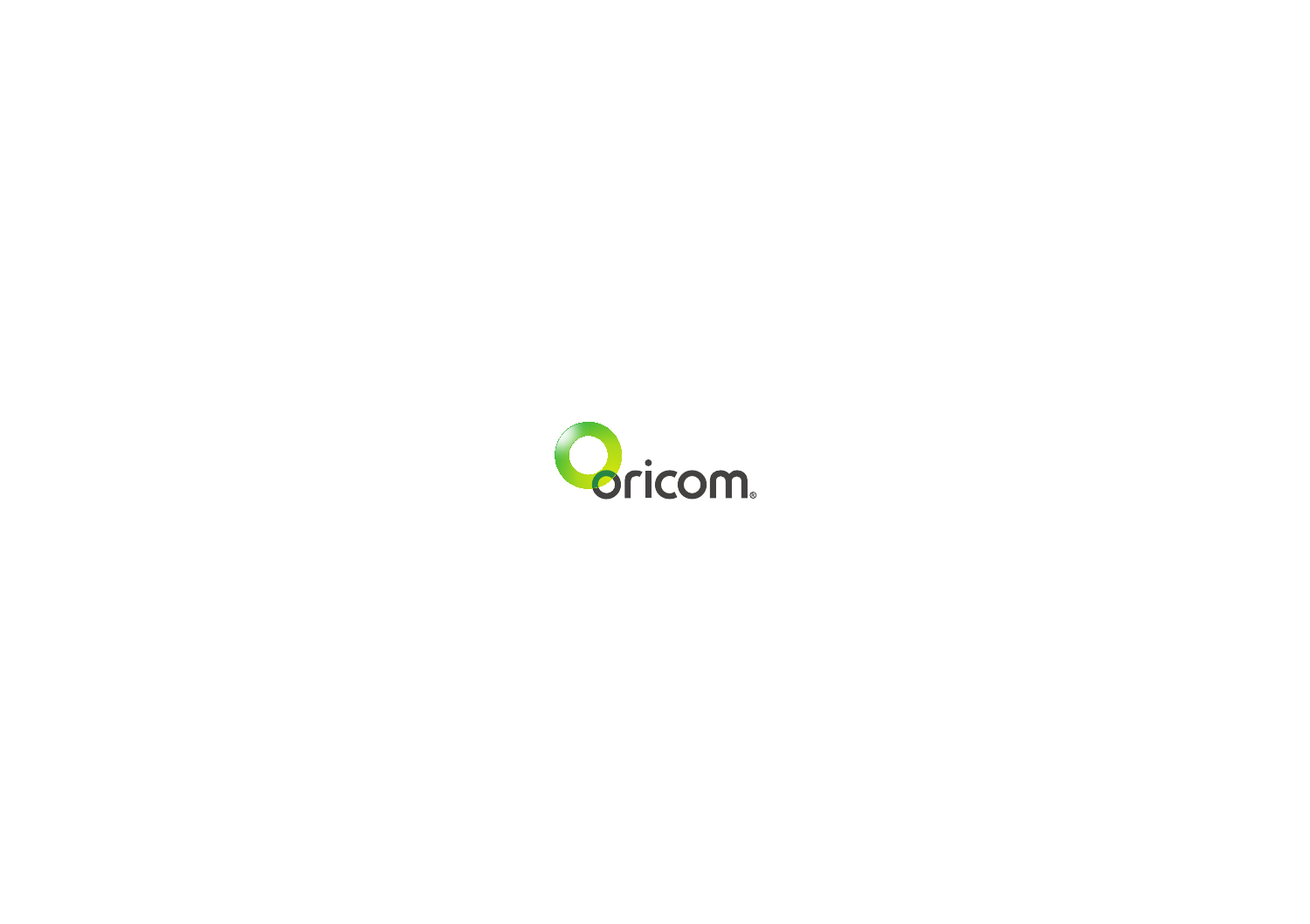oricom®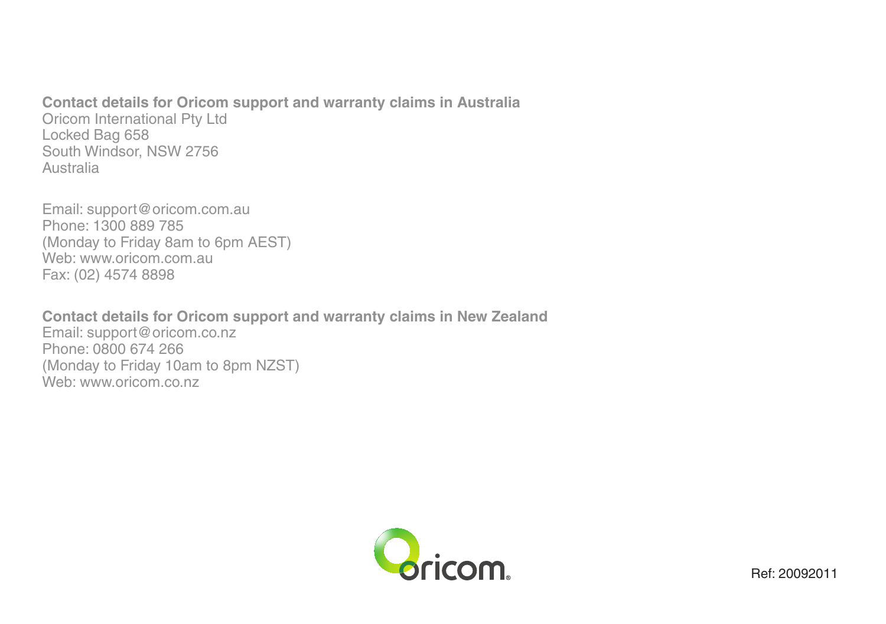**Contact details for Oricom support and warranty claims in Australia**
Oricom International Pty Ltd
Locked Bag 658
South Windsor, NSW 2756
Australia

Email: support@oricom.com.au
Phone: 1300 889 785
(Monday to Friday 8am to 6pm AEST)
Web: www.oricom.com.au
Fax: (02) 4574 8898

**Contact details for Oricom support and warranty claims in New Zealand**
Email: support@oricom.co.nz
Phone: 0800 674 266
(Monday to Friday 10am to 8pm NZST)
Web: www.oricom.co.nz

oricom®

Ref: 20092011